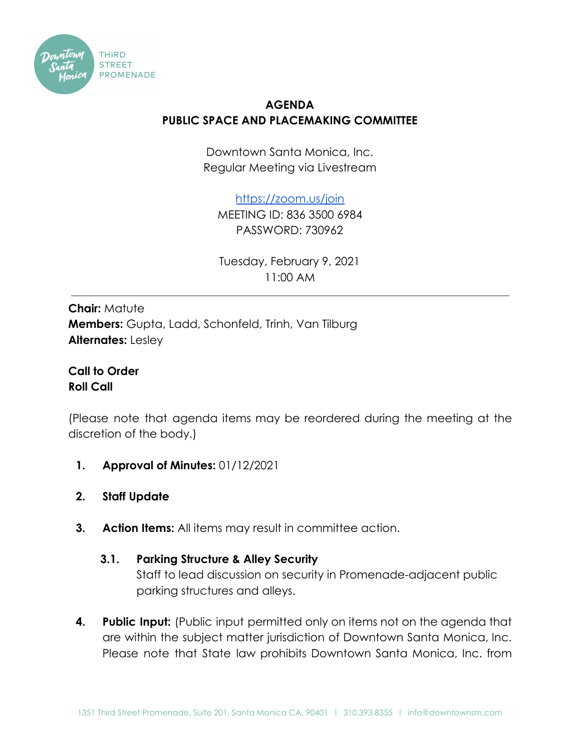# AGENDA
## PUBLIC SPACE AND PLACEMAKING COMMITTEE

Downtown Santa Monica, Inc.
Regular Meeting via Livestream

https://zoom.us/join
MEETING ID: 836 3500 6984
PASSWORD: 730962

Tuesday, February 9, 2021
11:00 AM

---

**Chair:** Matute
**Members:** Gupta, Ladd, Schonfeld, Trinh, Van Tilburg
**Alternates:** Lesley

**Call to Order**
**Roll Call**

(Please note that agenda items may be reordered during the meeting at the discretion of the body.)

1. **Approval of Minutes:** 01/12/2021

2. **Staff Update**

3. **Action Items:** All items may result in committee action.

   **3.1. Parking Structure & Alley Security**
   Staff to lead discussion on security in Promenade-adjacent public parking structures and alleys.

4. **Public Input:** (Public input permitted only on items not on the agenda that are within the subject matter jurisdiction of Downtown Santa Monica, Inc. Please note that State law prohibits Downtown Santa Monica, Inc. from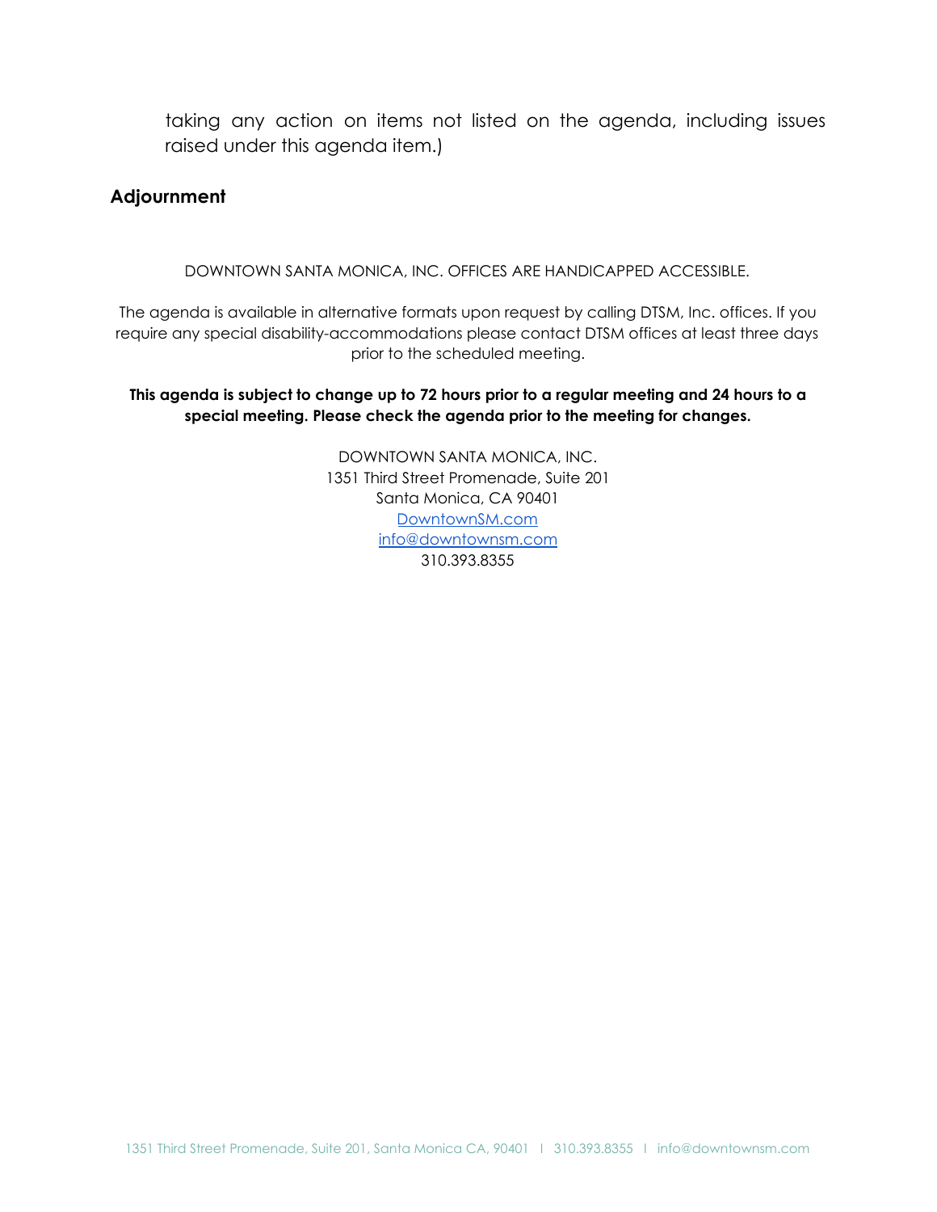taking any action on items not listed on the agenda, including issues raised under this agenda item.)

## Adjournment

DOWNTOWN SANTA MONICA, INC. OFFICES ARE HANDICAPPED ACCESSIBLE.

The agenda is available in alternative formats upon request by calling DTSM, Inc. offices. If you require any special disability-accommodations please contact DTSM offices at least three days prior to the scheduled meeting.

**This agenda is subject to change up to 72 hours prior to a regular meeting and 24 hours to a special meeting. Please check the agenda prior to the meeting for changes.**

DOWNTOWN SANTA MONICA, INC.
1351 Third Street Promenade, Suite 201
Santa Monica, CA 90401
DowntownSM.com
info@downtownsm.com
310.393.8355